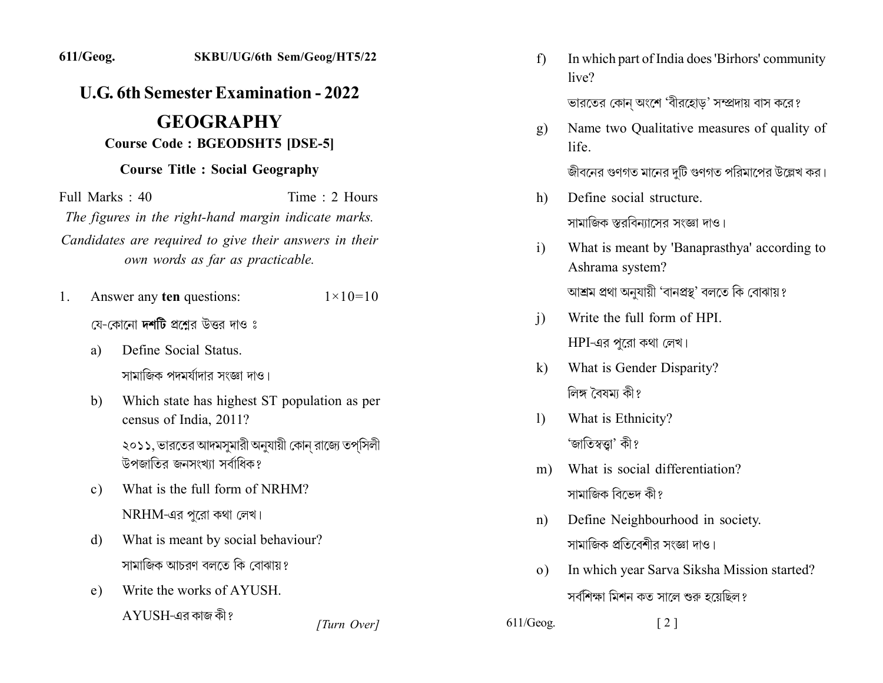611/Geog. SKBU/UG/6th Sem/Geog/HT5/22

# U.G. 6th Semester Examination - 2022

# GEOGRAPHY

### Course Code : BGEODSHT5 [DSE-5]

### Course Title : Social Geography

Full Marks : 40 Time : 2 Hours

*The figures in the right-hand margin indicate marks.*

*Candidates are required to give their answers in their own words as far as practicable.*

1. Answer any **ten** questions: $1 \times 10 = 10$

   যে-কোনো **দশটি** প্রশ্নের উত্তর দাও ঃ

   a) Define Social Status.

   সামাজিক পদমর্যাদার সংজ্ঞা দাও।

   b) Which state has highest ST population as per census of India, 2011?

   ২০১১, ভারতের আদমসুমারী অনুযায়ী কোন্ রাজ্যে তপ্সিলী উপজাতির জনসংখ্যা সর্বাধিক?

   c) What is the full form of NRHM?

   NRHM-এর পুরো কথা লেখ।

   d) What is meant by social behaviour?

   সামাজিক আচরণ বলতে কি বোঝায়?

   e) Write the works of AYUSH.

   AYUSH-এর কাজ কী?

   f) In which part of India does 'Birhors' community live?

   ভারতের কোন্ অংশে 'বীরহোড়' সম্প্রদায় বাস করে?

   g) Name two Qualitative measures of quality of life.

   জীবনের গুণগত মানের দুটি গুণগত পরিমাপের উল্লেখ কর।

   h) Define social structure.

   সামাজিক স্তরবিন্যাসের সংজ্ঞা দাও।

   i) What is meant by 'Banaprasthya' according to Ashrama system?

   আশ্রম প্রথা অনুযায়ী 'বানপ্রস্থ' বলতে কি বোঝায়?

   j) Write the full form of HPI.

   HPI-এর পুরো কথা লেখ।

   k) What is Gender Disparity?

   লিঙ্গ বৈষম্য কী?

   l) What is Ethnicity?

   'জাতিস্বত্ত্বা' কী?

   m) What is social differentiation?

   সামাজিক বিভেদ কী?

   n) Define Neighbourhood in society.

   সামাজিক প্রতিবেশীর সংজ্ঞা দাও।

   o) In which year Sarva Siksha Mission started?

   সর্বশিক্ষা মিশন কত সালে শুরু হয়েছিল?

[Turn Over]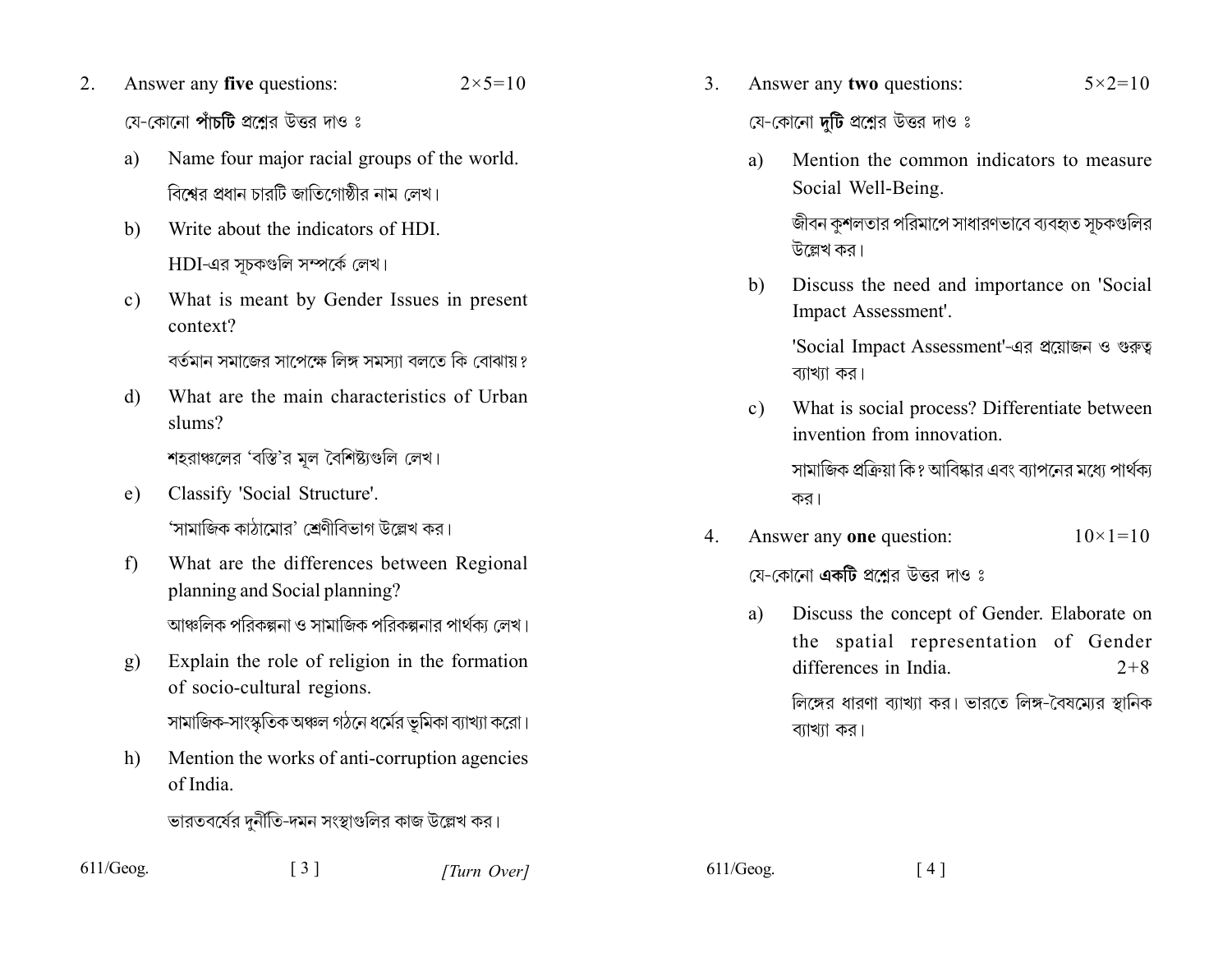2. Answer any **five** questions: $2\times5=10$

যে-কোনো **পাঁচটি** প্রশ্নের উত্তর দাও ঃ

a) Name four major racial groups of the world.

বিশ্বের প্রধান চারটি জাতিগোষ্ঠীর নাম লেখ।

b) Write about the indicators of HDI.

HDI-এর সূচকগুলি সম্পর্কে লেখ।

c) What is meant by Gender Issues in present context?

বর্তমান সমাজের সাপেক্ষে লিঙ্গ সমস্যা বলতে কি বোঝায়?

d) What are the main characteristics of Urban slums?

শহরাঞ্চলের 'বস্তি'র মূল বৈশিষ্ট্যগুলি লেখ।

e) Classify 'Social Structure'.

'সামাজিক কাঠামোর' শ্রেণীবিভাগ উল্লেখ কর।

f) What are the differences between Regional planning and Social planning?

আঞ্চলিক পরিকল্পনা ও সামাজিক পরিকল্পনার পার্থক্য লেখ।

g) Explain the role of religion in the formation of socio-cultural regions.

সামাজিক-সাংস্কৃতিক অঞ্চল গঠনে ধর্মের ভূমিকা ব্যাখ্যা করো।

h) Mention the works of anti-corruption agencies of India.

ভারতবর্ষের দুর্নীতি-দমন সংস্থাগুলির কাজ উল্লেখ কর।

3. Answer any **two** questions: $5\times2=10$

যে-কোনো **দুটি** প্রশ্নের উত্তর দাও ঃ

a) Mention the common indicators to measure Social Well-Being.

জীবন কুশলতার পরিমাপে সাধারণভাবে ব্যবহৃত সূচকগুলির উল্লেখ কর।

b) Discuss the need and importance on 'Social Impact Assessment'.

'Social Impact Assessment'-এর প্রয়োজন ও গুরুত্ব ব্যাখ্যা কর।

c) What is social process? Differentiate between invention from innovation.

সামাজিক প্রক্রিয়া কি? আবিষ্কার এবং ব্যাপনের মধ্যে পার্থক্য কর।

4. Answer any **one** question: $10\times1=10$

যে-কোনো **একটি** প্রশ্নের উত্তর দাও ঃ

a) Discuss the concept of Gender. Elaborate on the spatial representation of Gender differences in India. $2+8$

লিঙ্গের ধারণা ব্যাখ্যা কর। ভারতে লিঙ্গ-বৈষম্যের স্থানিক ব্যাখ্যা কর।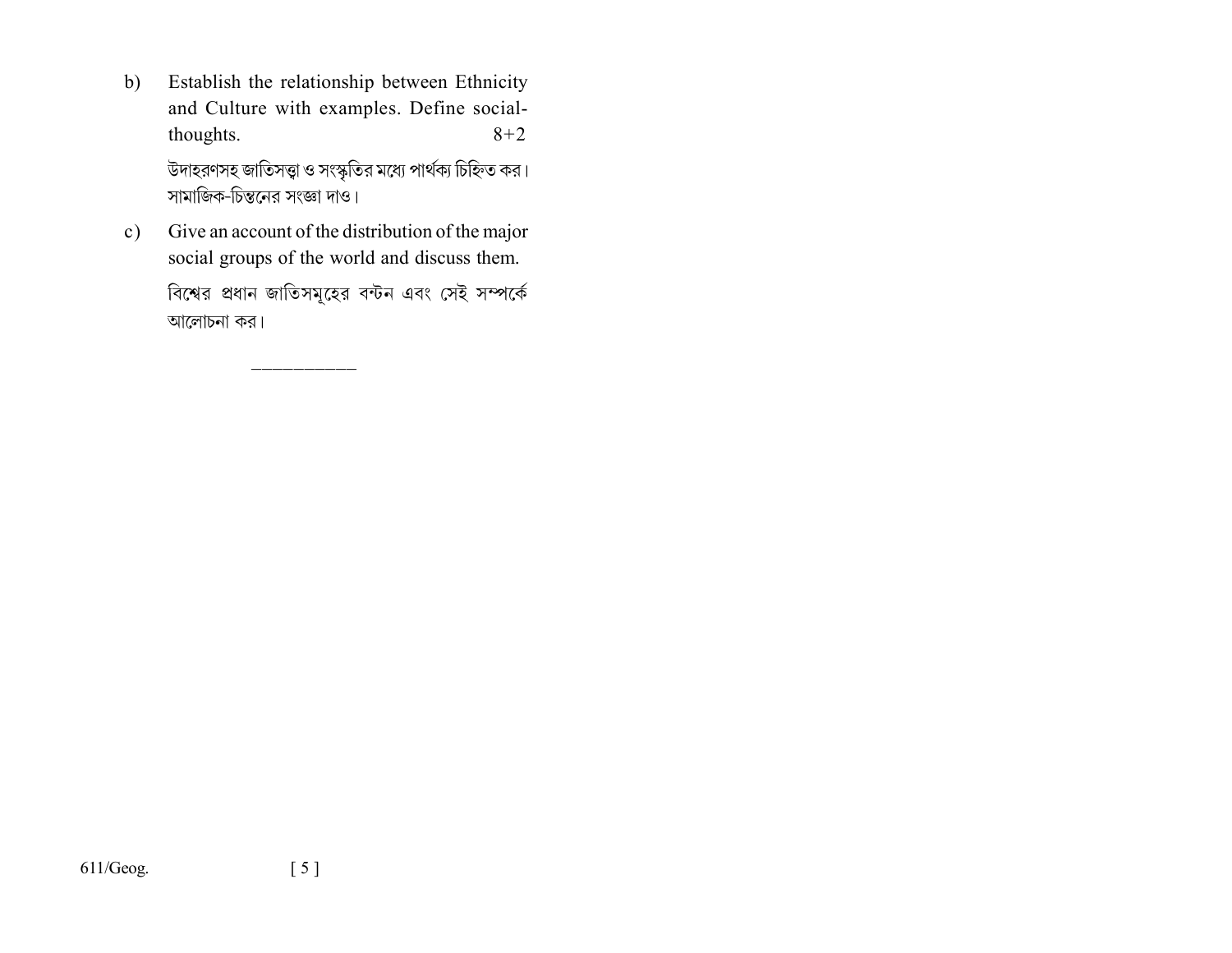b) Establish the relationship between Ethnicity and Culture with examples. Define social-thoughts. 8+2

উদাহরণসহ জাতিসত্ত্বা ও সংস্কৃতির মধ্যে পার্থক্য চিহ্নিত কর। সামাজিক-চিন্তনের সংজ্ঞা দাও।

c) Give an account of the distribution of the major social groups of the world and discuss them.

বিশ্বের প্রধান জাতিসমূহের বন্টন এবং সেই সম্পর্কে আলোচনা কর।

———————